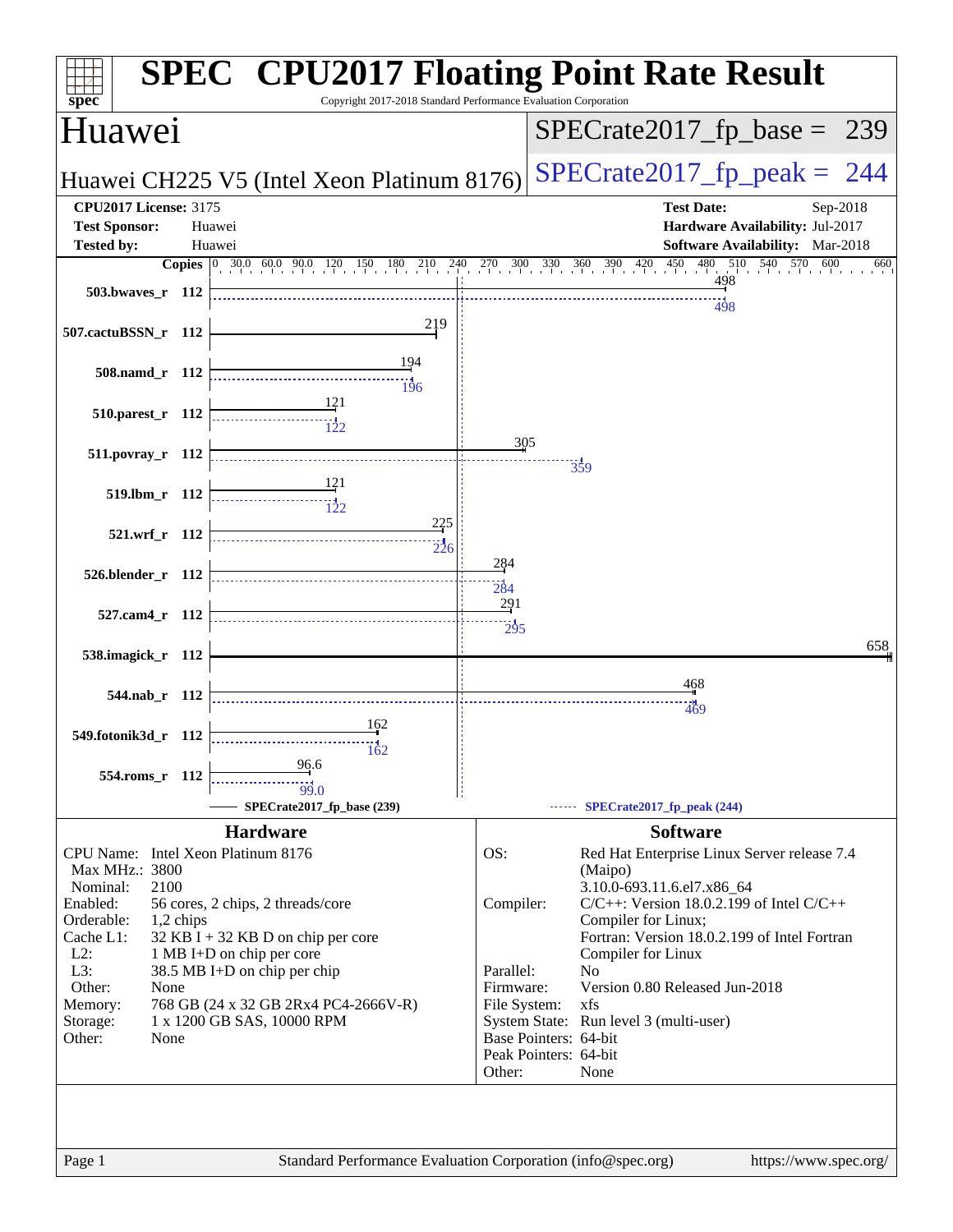# SPEC CPU2017 Floating Point Rate Result

Copyright 2017-2018 Standard Performance Evaluation Corporation

## Huawei

**Huawei CH225 V5 (Intel Xeon Platinum 8176)**

SPECrate2017_fp_base = 239

SPECrate2017_fp_peak = 244

**CPU2017 License:** 3175
**Test Sponsor:** Huawei
**Tested by:** Huawei

**Test Date:** Sep-2018
**Hardware Availability:** Jul-2017
**Software Availability:** Mar-2018

| Benchmark | Copies | Base | Peak |
|---|---|---|---|
| 503.bwaves_r | 112 | 498 | 498 |
| 507.cactuBSSN_r | 112 | 219 | |
| 508.namd_r | 112 | 194 | 196 |
| 510.parest_r | 112 | 121 | 122 |
| 511.povray_r | 112 | 305 | 359 |
| 519.lbm_r | 112 | 121 | 122 |
| 521.wrf_r | 112 | 225 | 226 |
| 526.blender_r | 112 | 284 | 284 |
| 527.cam4_r | 112 | 291 | 295 |
| 538.imagick_r | 112 | 658 | |
| 544.nab_r | 112 | 468 | 469 |
| 549.fotonik3d_r | 112 | 162 | 162 |
| 554.roms_r | 112 | 96.6 | 99.0 |

SPECrate2017_fp_base (239) — SPECrate2017_fp_peak (244)

### Hardware

| | |
|---|---|
| CPU Name: | Intel Xeon Platinum 8176 |
| Max MHz.: | 3800 |
| Nominal: | 2100 |
| Enabled: | 56 cores, 2 chips, 2 threads/core |
| Orderable: | 1,2 chips |
| Cache L1: | 32 KB I + 32 KB D on chip per core |
| L2: | 1 MB I+D on chip per core |
| L3: | 38.5 MB I+D on chip per chip |
| Other: | None |
| Memory: | 768 GB (24 x 32 GB 2Rx4 PC4-2666V-R) |
| Storage: | 1 x 1200 GB SAS, 10000 RPM |
| Other: | None |

### Software

| | |
|---|---|
| OS: | Red Hat Enterprise Linux Server release 7.4 (Maipo) 3.10.0-693.11.6.el7.x86_64 |
| Compiler: | C/C++: Version 18.0.2.199 of Intel C/C++ Compiler for Linux; Fortran: Version 18.0.2.199 of Intel Fortran Compiler for Linux |
| Parallel: | No |
| Firmware: | Version 0.80 Released Jun-2018 |
| File System: | xfs |
| System State: | Run level 3 (multi-user) |
| Base Pointers: | 64-bit |
| Peak Pointers: | 64-bit |
| Other: | None |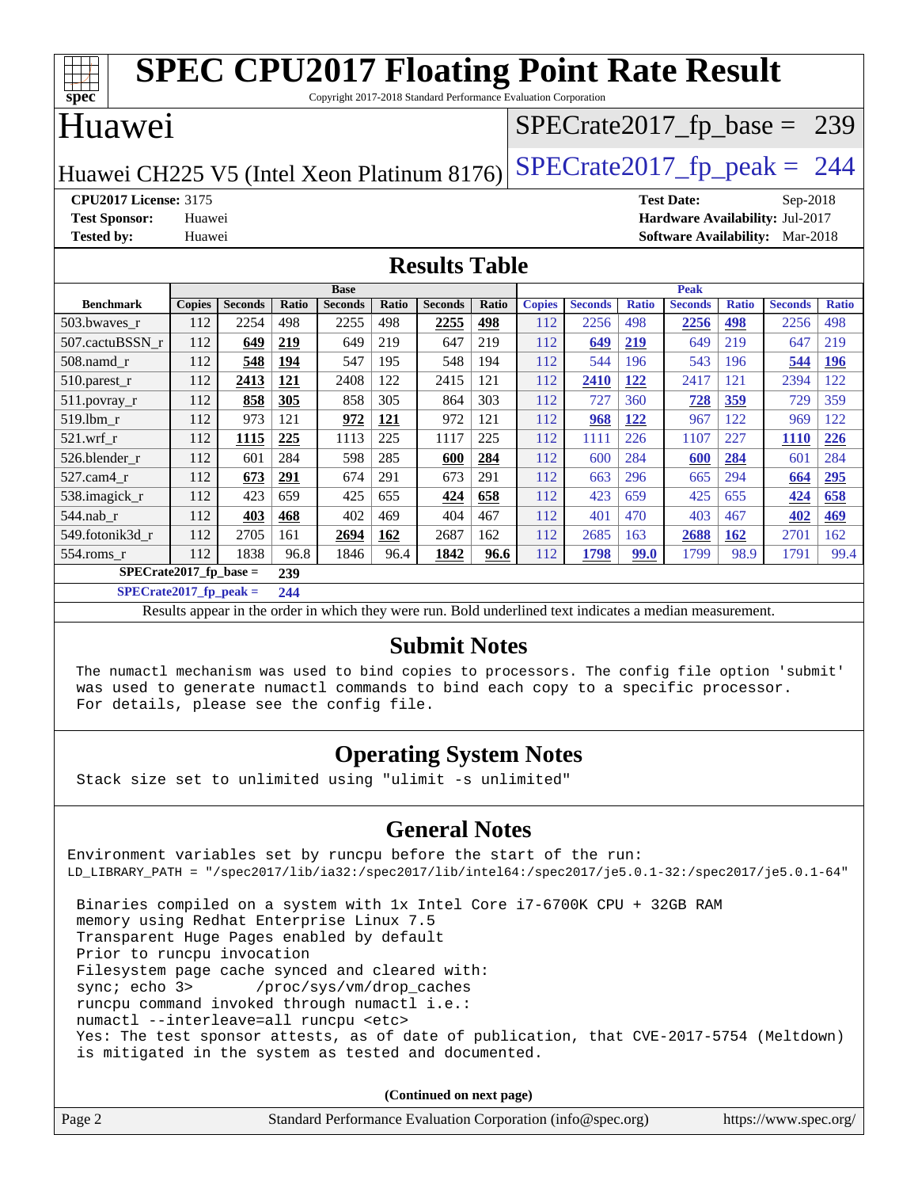# SPEC CPU2017 Floating Point Rate Result

Copyright 2017-2018 Standard Performance Evaluation Corporation

## Huawei

Huawei CH225 V5 (Intel Xeon Platinum 8176)

SPECrate2017_fp_base = 239

SPECrate2017_fp_peak = 244

**CPU2017 License:** 3175
**Test Sponsor:** Huawei
**Tested by:** Huawei

**Test Date:** Sep-2018
**Hardware Availability:** Jul-2017
**Software Availability:** Mar-2018

## Results Table

| Benchmark | Base | | | | | | | Peak | | | | | | |
|---|---|---|---|---|---|---|---|---|---|---|---|---|---|---|
| | Copies | Seconds | Ratio | Seconds | Ratio | Seconds | Ratio | Copies | Seconds | Ratio | Seconds | Ratio | Seconds | Ratio |
| 503.bwaves_r | 112 | 2254 | 498 | 2255 | 498 | **2255** | **498** | 112 | 2256 | 498 | **2256** | **498** | 2256 | 498 |
| 507.cactuBSSN_r | 112 | **649** | **219** | 649 | 219 | 647 | 219 | 112 | **649** | **219** | 649 | 219 | 647 | 219 |
| 508.namd_r | 112 | **548** | **194** | 547 | 195 | 548 | 194 | 112 | 544 | 196 | 543 | 196 | **544** | **196** |
| 510.parest_r | 112 | **2413** | **121** | 2408 | 122 | 2415 | 121 | 112 | **2410** | **122** | 2417 | 121 | 2394 | 122 |
| 511.povray_r | 112 | **858** | **305** | 858 | 305 | 864 | 303 | 112 | 727 | 360 | **728** | **359** | 729 | 359 |
| 519.lbm_r | 112 | 973 | 121 | **972** | **121** | 972 | 121 | 112 | **968** | **122** | 967 | 122 | 969 | 122 |
| 521.wrf_r | 112 | **1115** | **225** | 1113 | 225 | 1117 | 225 | 112 | 1111 | 226 | 1107 | 227 | **1110** | **226** |
| 526.blender_r | 112 | 601 | 284 | 598 | 285 | **600** | **284** | 112 | 600 | 284 | **600** | **284** | 601 | 284 |
| 527.cam4_r | 112 | **673** | **291** | 674 | 291 | 673 | 291 | 112 | 663 | 296 | 665 | 294 | **664** | **295** |
| 538.imagick_r | 112 | 423 | 659 | 425 | 655 | **424** | **658** | 112 | 423 | 659 | 425 | 655 | **424** | **658** |
| 544.nab_r | 112 | **403** | **468** | 402 | 469 | 404 | 467 | 112 | 401 | 470 | 403 | 467 | **402** | **469** |
| 549.fotonik3d_r | 112 | 2705 | 161 | **2694** | **162** | 2687 | 162 | 112 | 2685 | 163 | **2688** | **162** | 2701 | 162 |
| 554.roms_r | 112 | 1838 | 96.8 | 1846 | 96.4 | **1842** | **96.6** | 112 | **1798** | **99.0** | 1799 | 98.9 | 1791 | 99.4 |

**SPECrate2017_fp_base = 239**

**SPECrate2017_fp_peak = 244**

Results appear in the order in which they were run. Bold underlined text indicates a median measurement.

## Submit Notes

The numactl mechanism was used to bind copies to processors. The config file option 'submit' was used to generate numactl commands to bind each copy to a specific processor. For details, please see the config file.

## Operating System Notes

Stack size set to unlimited using "ulimit -s unlimited"

## General Notes

```
Environment variables set by runcpu before the start of the run:
LD_LIBRARY_PATH = "/spec2017/lib/ia32:/spec2017/lib/intel64:/spec2017/je5.0.1-32:/spec2017/je5.0.1-64"

 Binaries compiled on a system with 1x Intel Core i7-6700K CPU + 32GB RAM
 memory using Redhat Enterprise Linux 7.5
 Transparent Huge Pages enabled by default
 Prior to runcpu invocation
 Filesystem page cache synced and cleared with:
 sync; echo 3>       /proc/sys/vm/drop_caches
 runcpu command invoked through numactl i.e.:
 numactl --interleave=all runcpu <etc>
 Yes: The test sponsor attests, as of date of publication, that CVE-2017-5754 (Meltdown)
 is mitigated in the system as tested and documented.
```

**(Continued on next page)**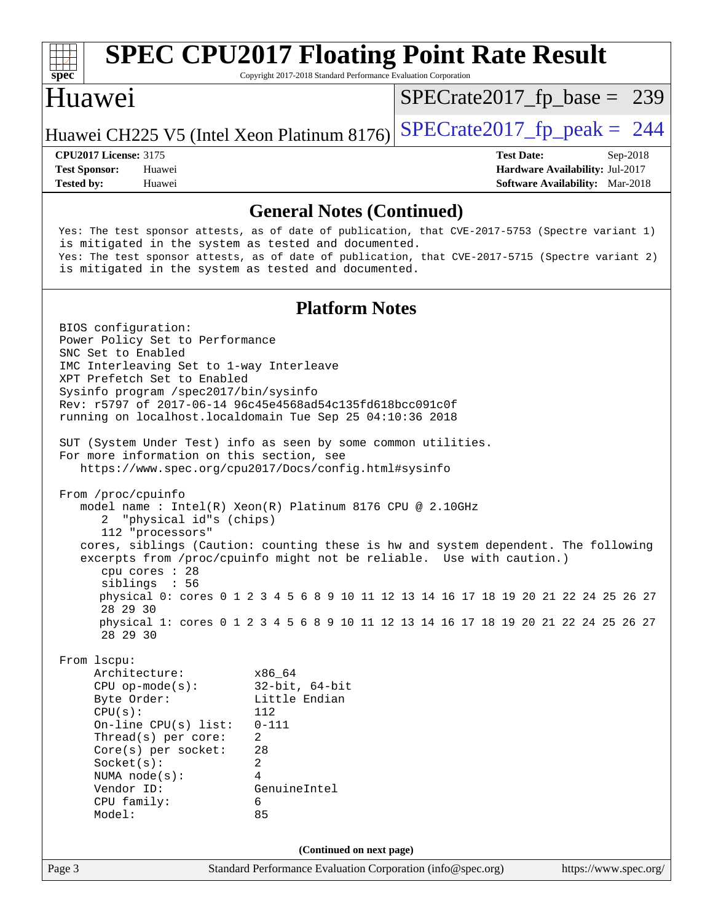## General Notes (Continued)

```
Yes: The test sponsor attests, as of date of publication, that CVE-2017-5753 (Spectre variant 1)
is mitigated in the system as tested and documented.
Yes: The test sponsor attests, as of date of publication, that CVE-2017-5715 (Spectre variant 2)
is mitigated in the system as tested and documented.
```

## Platform Notes

```
BIOS configuration:
Power Policy Set to Performance
SNC Set to Enabled
IMC Interleaving Set to 1-way Interleave
XPT Prefetch Set to Enabled
Sysinfo program /spec2017/bin/sysinfo
Rev: r5797 of 2017-06-14 96c45e4568ad54c135fd618bcc091c0f
running on localhost.localdomain Tue Sep 25 04:10:36 2018

SUT (System Under Test) info as seen by some common utilities.
For more information on this section, see
   https://www.spec.org/cpu2017/Docs/config.html#sysinfo

From /proc/cpuinfo
   model name : Intel(R) Xeon(R) Platinum 8176 CPU @ 2.10GHz
      2  "physical id"s (chips)
      112 "processors"
   cores, siblings (Caution: counting these is hw and system dependent. The following
   excerpts from /proc/cpuinfo might not be reliable.  Use with caution.)
      cpu cores : 28
      siblings  : 56
      physical 0: cores 0 1 2 3 4 5 6 8 9 10 11 12 13 14 16 17 18 19 20 21 22 24 25 26 27
      28 29 30
      physical 1: cores 0 1 2 3 4 5 6 8 9 10 11 12 13 14 16 17 18 19 20 21 22 24 25 26 27
      28 29 30

From lscpu:
     Architecture:          x86_64
     CPU op-mode(s):        32-bit, 64-bit
     Byte Order:            Little Endian
     CPU(s):                112
     On-line CPU(s) list:   0-111
     Thread(s) per core:    2
     Core(s) per socket:    28
     Socket(s):             2
     NUMA node(s):          4
     Vendor ID:             GenuineIntel
     CPU family:            6
     Model:                 85
```

(Continued on next page)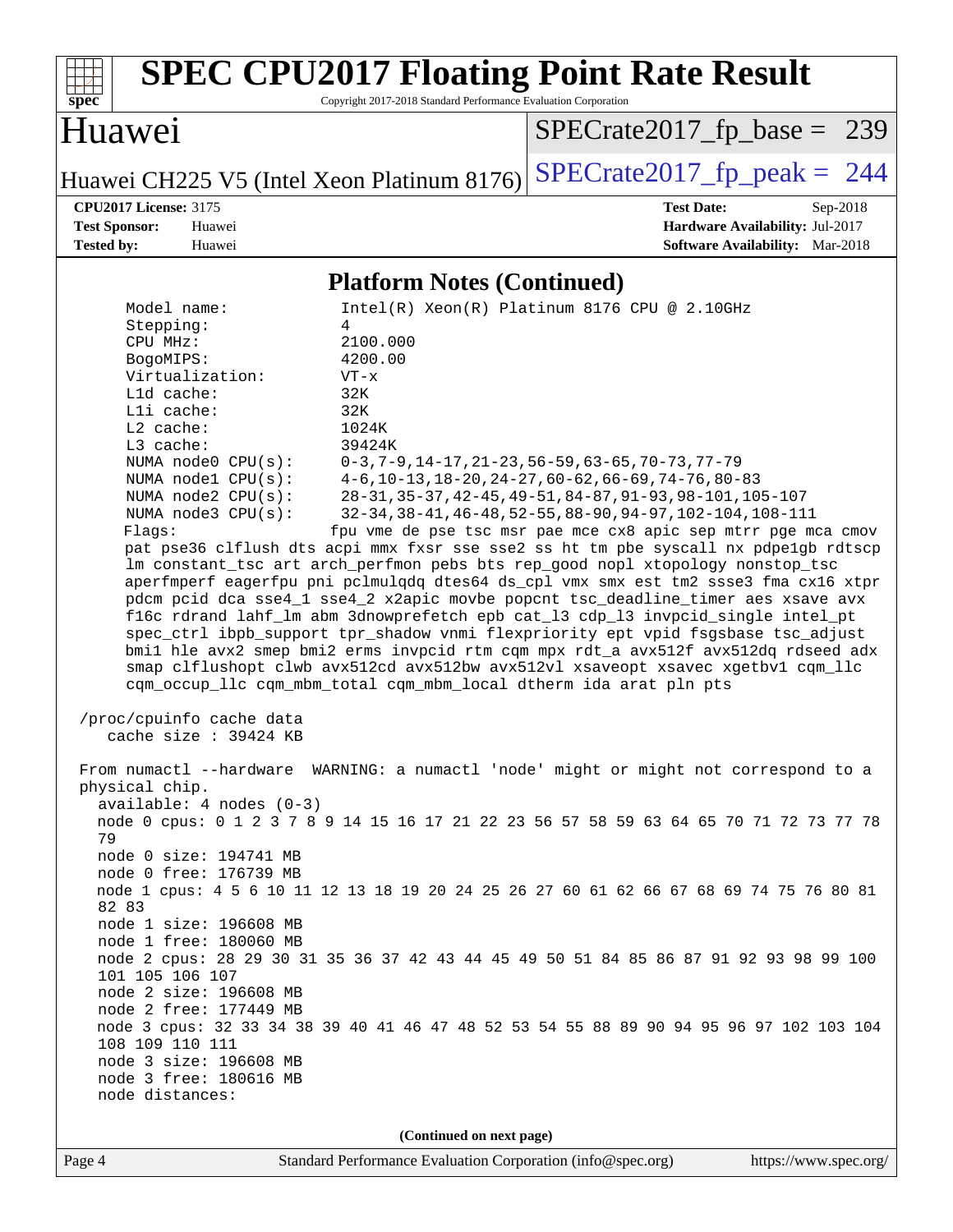## Platform Notes (Continued)

```
    Model name:            Intel(R) Xeon(R) Platinum 8176 CPU @ 2.10GHz
    Stepping:              4
    CPU MHz:               2100.000
    BogoMIPS:              4200.00
    Virtualization:        VT-x
    L1d cache:             32K
    L1i cache:             32K
    L2 cache:              1024K
    L3 cache:              39424K
    NUMA node0 CPU(s):     0-3,7-9,14-17,21-23,56-59,63-65,70-73,77-79
    NUMA node1 CPU(s):     4-6,10-13,18-20,24-27,60-62,66-69,74-76,80-83
    NUMA node2 CPU(s):     28-31,35-37,42-45,49-51,84-87,91-93,98-101,105-107
    NUMA node3 CPU(s):     32-34,38-41,46-48,52-55,88-90,94-97,102-104,108-111
    Flags:                 fpu vme de pse tsc msr pae mce cx8 apic sep mtrr pge mca cmov
    pat pse36 clflush dts acpi mmx fxsr sse sse2 ss ht tm pbe syscall nx pdpe1gb rdtscp
    lm constant_tsc art arch_perfmon pebs bts rep_good nopl xtopology nonstop_tsc
    aperfmperf eagerfpu pni pclmulqdq dtes64 ds_cpl vmx smx est tm2 ssse3 fma cx16 xtpr
    pdcm pcid dca sse4_1 sse4_2 x2apic movbe popcnt tsc_deadline_timer aes xsave avx
    f16c rdrand lahf_lm abm 3dnowprefetch epb cat_l3 cdp_l3 invpcid_single intel_pt
    spec_ctrl ibpb_support tpr_shadow vnmi flexpriority ept vpid fsgsbase tsc_adjust
    bmi1 hle avx2 smep bmi2 erms invpcid rtm cqm mpx rdt_a avx512f avx512dq rdseed adx
    smap clflushopt clwb avx512cd avx512bw avx512vl xsaveopt xsavec xgetbv1 cqm_llc
    cqm_occup_llc cqm_mbm_total cqm_mbm_local dtherm ida arat pln pts

 /proc/cpuinfo cache data
    cache size : 39424 KB

 From numactl --hardware  WARNING: a numactl 'node' might or might not correspond to a
 physical chip.
   available: 4 nodes (0-3)
   node 0 cpus: 0 1 2 3 7 8 9 14 15 16 17 21 22 23 56 57 58 59 63 64 65 70 71 72 73 77 78
   79
   node 0 size: 194741 MB
   node 0 free: 176739 MB
   node 1 cpus: 4 5 6 10 11 12 13 18 19 20 24 25 26 27 60 61 62 66 67 68 69 74 75 76 80 81
   82 83
   node 1 size: 196608 MB
   node 1 free: 180060 MB
   node 2 cpus: 28 29 30 31 35 36 37 42 43 44 45 49 50 51 84 85 86 87 91 92 93 98 99 100
   101 105 106 107
   node 2 size: 196608 MB
   node 2 free: 177449 MB
   node 3 cpus: 32 33 34 38 39 40 41 46 47 48 52 53 54 55 88 89 90 94 95 96 97 102 103 104
   108 109 110 111
   node 3 size: 196608 MB
   node 3 free: 180616 MB
   node distances:
```

(Continued on next page)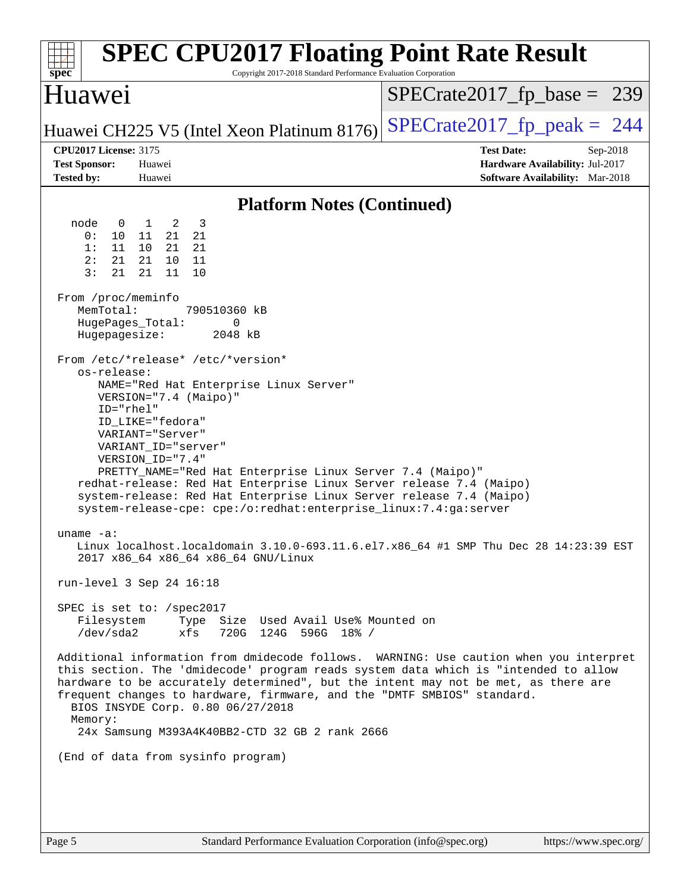# SPEC CPU2017 Floating Point Rate Result

Copyright 2017-2018 Standard Performance Evaluation Corporation

## Huawei

Huawei CH225 V5 (Intel Xeon Platinum 8176)

SPECrate2017_fp_base = 239

SPECrate2017_fp_peak = 244

**CPU2017 License:** 3175
**Test Sponsor:** Huawei
**Tested by:** Huawei

**Test Date:** Sep-2018
**Hardware Availability:** Jul-2017
**Software Availability:** Mar-2018

## Platform Notes (Continued)

```
  node   0   1   2   3
    0:  10  11  21  21
    1:  11  10  21  21
    2:  21  21  10  11
    3:  21  21  11  10

From /proc/meminfo
   MemTotal:       790510360 kB
   HugePages_Total:       0
   Hugepagesize:       2048 kB

From /etc/*release* /etc/*version*
   os-release:
      NAME="Red Hat Enterprise Linux Server"
      VERSION="7.4 (Maipo)"
      ID="rhel"
      ID_LIKE="fedora"
      VARIANT="Server"
      VARIANT_ID="server"
      VERSION_ID="7.4"
      PRETTY_NAME="Red Hat Enterprise Linux Server 7.4 (Maipo)"
   redhat-release: Red Hat Enterprise Linux Server release 7.4 (Maipo)
   system-release: Red Hat Enterprise Linux Server release 7.4 (Maipo)
   system-release-cpe: cpe:/o:redhat:enterprise_linux:7.4:ga:server

uname -a:
   Linux localhost.localdomain 3.10.0-693.11.6.el7.x86_64 #1 SMP Thu Dec 28 14:23:39 EST
   2017 x86_64 x86_64 x86_64 GNU/Linux

run-level 3 Sep 24 16:18

SPEC is set to: /spec2017
   Filesystem     Type  Size  Used Avail Use% Mounted on
   /dev/sda2      xfs   720G  124G  596G  18% /

Additional information from dmidecode follows.  WARNING: Use caution when you interpret
this section. The 'dmidecode' program reads system data which is "intended to allow
hardware to be accurately determined", but the intent may not be met, as there are
frequent changes to hardware, firmware, and the "DMTF SMBIOS" standard.
  BIOS INSYDE Corp. 0.80 06/27/2018
  Memory:
    24x Samsung M393A4K40BB2-CTD 32 GB 2 rank 2666

(End of data from sysinfo program)
```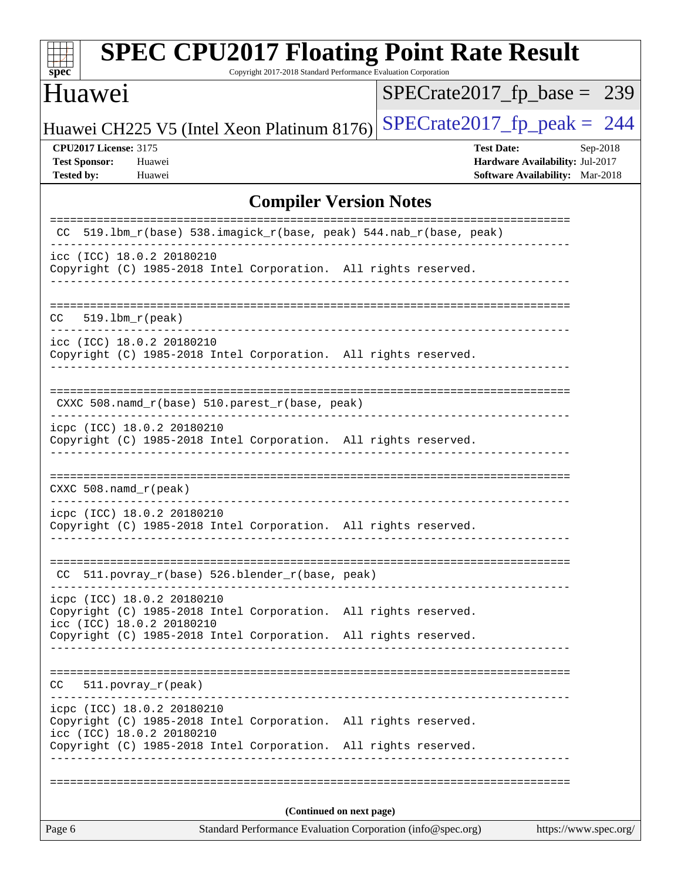## Compiler Version Notes

```
==============================================================================
 CC  519.lbm_r(base) 538.imagick_r(base, peak) 544.nab_r(base, peak)
------------------------------------------------------------------------------
icc (ICC) 18.0.2 20180210
Copyright (C) 1985-2018 Intel Corporation.  All rights reserved.
------------------------------------------------------------------------------

==============================================================================
CC   519.lbm_r(peak)
------------------------------------------------------------------------------
icc (ICC) 18.0.2 20180210
Copyright (C) 1985-2018 Intel Corporation.  All rights reserved.
------------------------------------------------------------------------------

==============================================================================
 CXXC 508.namd_r(base) 510.parest_r(base, peak)
------------------------------------------------------------------------------
icpc (ICC) 18.0.2 20180210
Copyright (C) 1985-2018 Intel Corporation.  All rights reserved.
------------------------------------------------------------------------------

==============================================================================
CXXC 508.namd_r(peak)
------------------------------------------------------------------------------
icpc (ICC) 18.0.2 20180210
Copyright (C) 1985-2018 Intel Corporation.  All rights reserved.
------------------------------------------------------------------------------

==============================================================================
 CC  511.povray_r(base) 526.blender_r(base, peak)
------------------------------------------------------------------------------
icpc (ICC) 18.0.2 20180210
Copyright (C) 1985-2018 Intel Corporation.  All rights reserved.
icc (ICC) 18.0.2 20180210
Copyright (C) 1985-2018 Intel Corporation.  All rights reserved.
------------------------------------------------------------------------------

==============================================================================
CC   511.povray_r(peak)
------------------------------------------------------------------------------
icpc (ICC) 18.0.2 20180210
Copyright (C) 1985-2018 Intel Corporation.  All rights reserved.
icc (ICC) 18.0.2 20180210
Copyright (C) 1985-2018 Intel Corporation.  All rights reserved.
------------------------------------------------------------------------------

==============================================================================
```

**(Continued on next page)**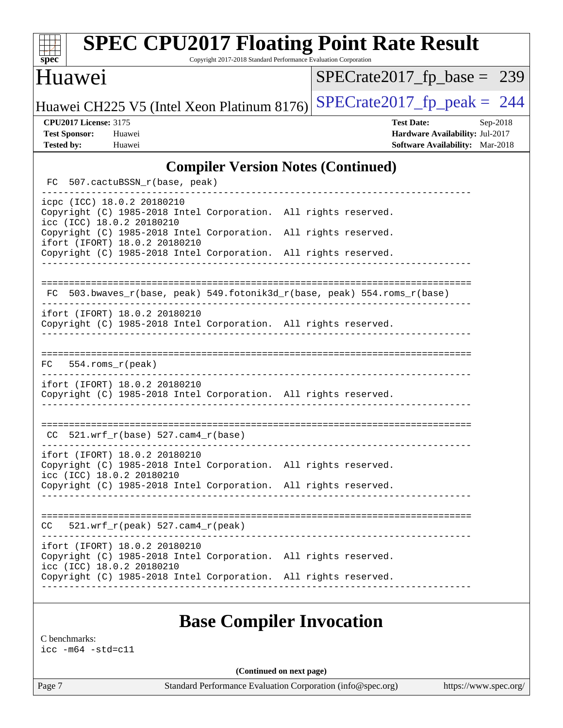## Compiler Version Notes (Continued)

```
 FC  507.cactuBSSN_r(base, peak)
------------------------------------------------------------------------------
icpc (ICC) 18.0.2 20180210
Copyright (C) 1985-2018 Intel Corporation.  All rights reserved.
icc (ICC) 18.0.2 20180210
Copyright (C) 1985-2018 Intel Corporation.  All rights reserved.
ifort (IFORT) 18.0.2 20180210
Copyright (C) 1985-2018 Intel Corporation.  All rights reserved.
------------------------------------------------------------------------------

==============================================================================
 FC  503.bwaves_r(base, peak) 549.fotonik3d_r(base, peak) 554.roms_r(base)
------------------------------------------------------------------------------
ifort (IFORT) 18.0.2 20180210
Copyright (C) 1985-2018 Intel Corporation.  All rights reserved.
------------------------------------------------------------------------------

==============================================================================
 FC  554.roms_r(peak)
------------------------------------------------------------------------------
ifort (IFORT) 18.0.2 20180210
Copyright (C) 1985-2018 Intel Corporation.  All rights reserved.
------------------------------------------------------------------------------

==============================================================================
 CC  521.wrf_r(base) 527.cam4_r(base)
------------------------------------------------------------------------------
ifort (IFORT) 18.0.2 20180210
Copyright (C) 1985-2018 Intel Corporation.  All rights reserved.
icc (ICC) 18.0.2 20180210
Copyright (C) 1985-2018 Intel Corporation.  All rights reserved.
------------------------------------------------------------------------------

==============================================================================
 CC  521.wrf_r(peak) 527.cam4_r(peak)
------------------------------------------------------------------------------
ifort (IFORT) 18.0.2 20180210
Copyright (C) 1985-2018 Intel Corporation.  All rights reserved.
icc (ICC) 18.0.2 20180210
Copyright (C) 1985-2018 Intel Corporation.  All rights reserved.
------------------------------------------------------------------------------
```

## Base Compiler Invocation

C benchmarks:

```
icc -m64 -std=c11
```

(Continued on next page)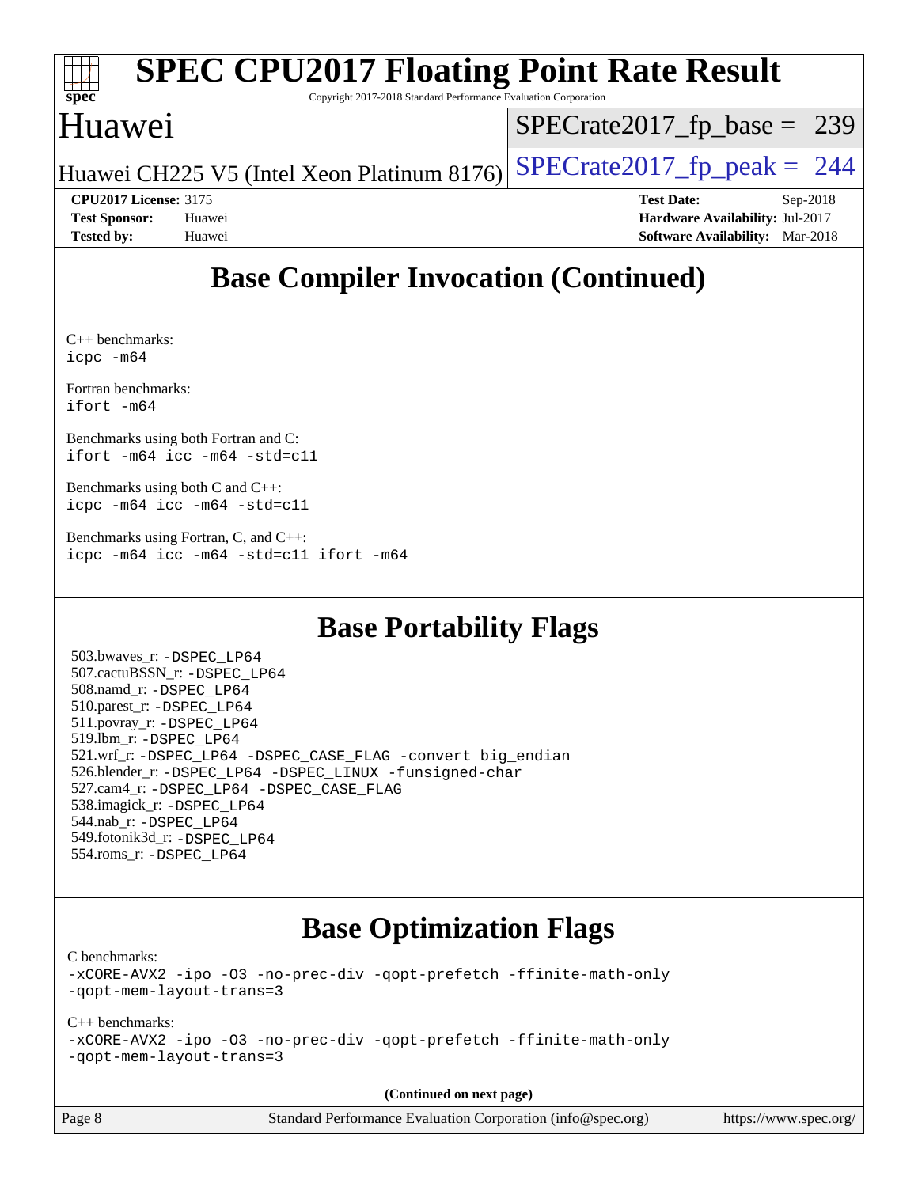## Base Compiler Invocation (Continued)

C++ benchmarks:
icpc -m64

Fortran benchmarks:
ifort -m64

Benchmarks using both Fortran and C:
ifort -m64 icc -m64 -std=c11

Benchmarks using both C and C++:
icpc -m64 icc -m64 -std=c11

Benchmarks using Fortran, C, and C++:
icpc -m64 icc -m64 -std=c11 ifort -m64

## Base Portability Flags

503.bwaves_r: -DSPEC_LP64
507.cactuBSSN_r: -DSPEC_LP64
508.namd_r: -DSPEC_LP64
510.parest_r: -DSPEC_LP64
511.povray_r: -DSPEC_LP64
519.lbm_r: -DSPEC_LP64
521.wrf_r: -DSPEC_LP64 -DSPEC_CASE_FLAG -convert big_endian
526.blender_r: -DSPEC_LP64 -DSPEC_LINUX -funsigned-char
527.cam4_r: -DSPEC_LP64 -DSPEC_CASE_FLAG
538.imagick_r: -DSPEC_LP64
544.nab_r: -DSPEC_LP64
549.fotonik3d_r: -DSPEC_LP64
554.roms_r: -DSPEC_LP64

## Base Optimization Flags

C benchmarks:
-xCORE-AVX2 -ipo -O3 -no-prec-div -qopt-prefetch -ffinite-math-only
-qopt-mem-layout-trans=3

C++ benchmarks:
-xCORE-AVX2 -ipo -O3 -no-prec-div -qopt-prefetch -ffinite-math-only
-qopt-mem-layout-trans=3

**(Continued on next page)**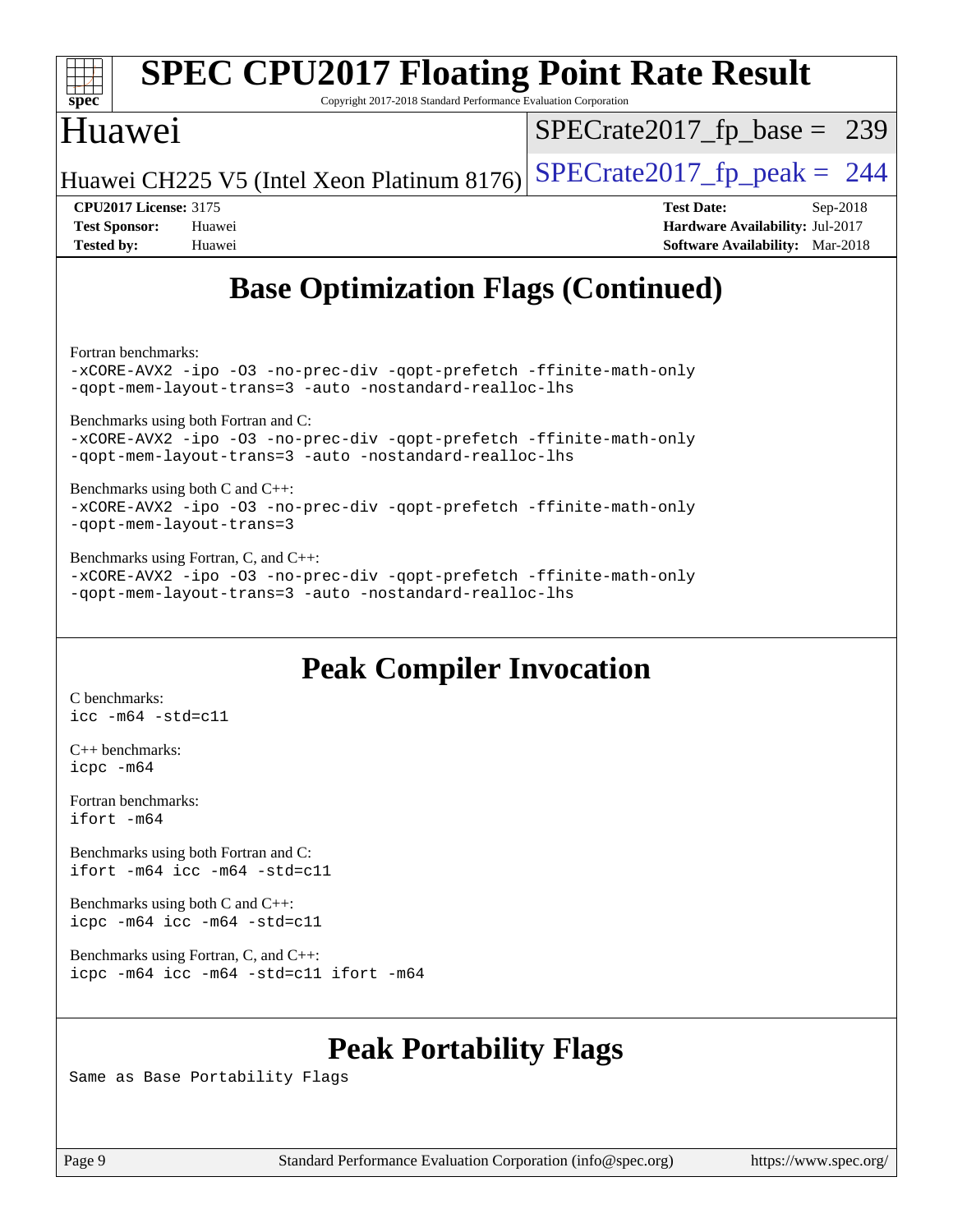# Base Optimization Flags (Continued)

Fortran benchmarks:
```
-xCORE-AVX2 -ipo -O3 -no-prec-div -qopt-prefetch -ffinite-math-only
-qopt-mem-layout-trans=3 -auto -nostandard-realloc-lhs
```

Benchmarks using both Fortran and C:
```
-xCORE-AVX2 -ipo -O3 -no-prec-div -qopt-prefetch -ffinite-math-only
-qopt-mem-layout-trans=3 -auto -nostandard-realloc-lhs
```

Benchmarks using both C and C++:
```
-xCORE-AVX2 -ipo -O3 -no-prec-div -qopt-prefetch -ffinite-math-only
-qopt-mem-layout-trans=3
```

Benchmarks using Fortran, C, and C++:
```
-xCORE-AVX2 -ipo -O3 -no-prec-div -qopt-prefetch -ffinite-math-only
-qopt-mem-layout-trans=3 -auto -nostandard-realloc-lhs
```

# Peak Compiler Invocation

C benchmarks:
```
icc -m64 -std=c11
```

C++ benchmarks:
```
icpc -m64
```

Fortran benchmarks:
```
ifort -m64
```

Benchmarks using both Fortran and C:
```
ifort -m64 icc -m64 -std=c11
```

Benchmarks using both C and C++:
```
icpc -m64 icc -m64 -std=c11
```

Benchmarks using Fortran, C, and C++:
```
icpc -m64 icc -m64 -std=c11 ifort -m64
```

# Peak Portability Flags

Same as Base Portability Flags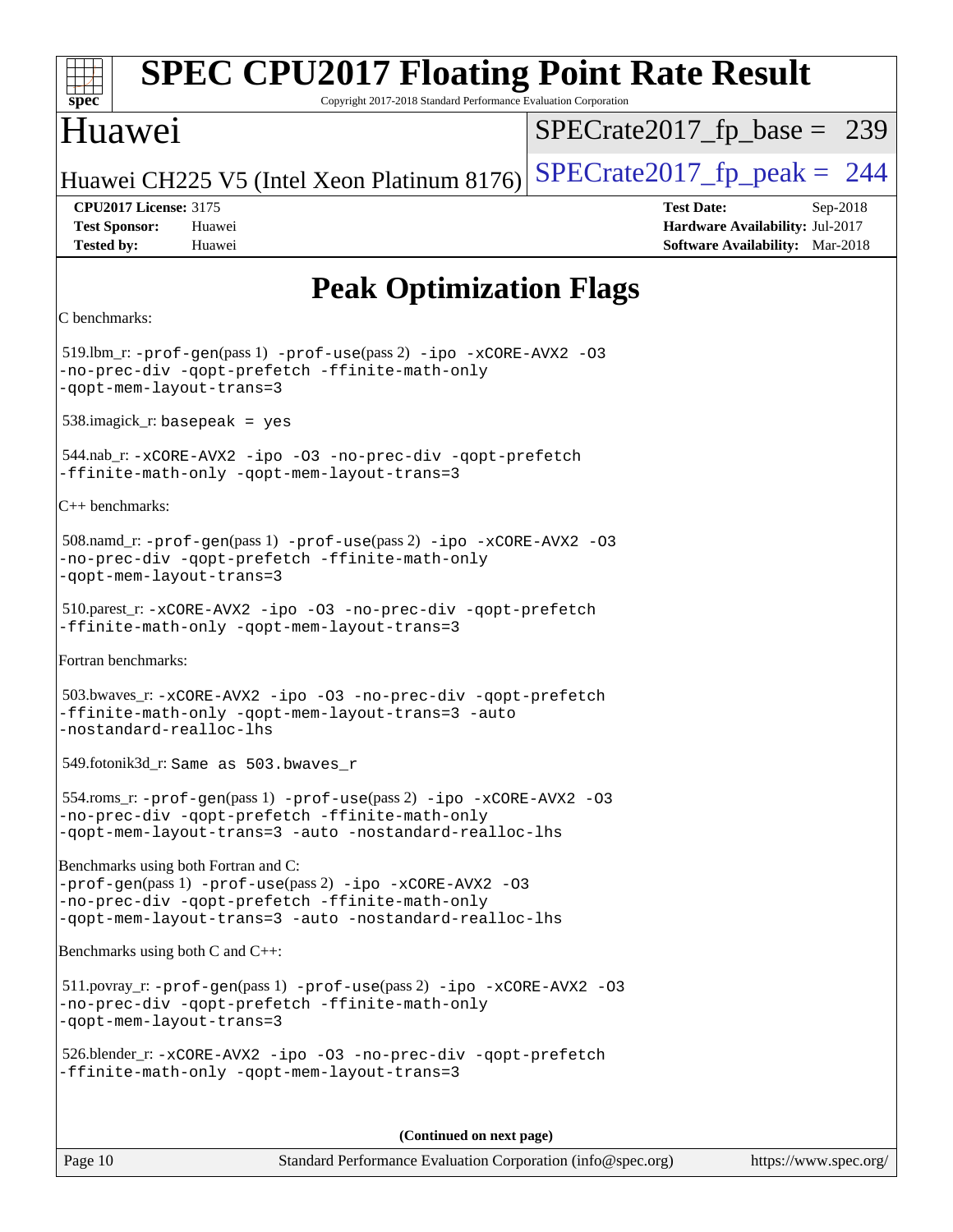# Peak Optimization Flags

C benchmarks:

519.lbm_r: `-prof-gen`(pass 1) `-prof-use`(pass 2) `-ipo -xCORE-AVX2 -O3 -no-prec-div -qopt-prefetch -ffinite-math-only -qopt-mem-layout-trans=3`

538.imagick_r: `basepeak = yes`

544.nab_r: `-xCORE-AVX2 -ipo -O3 -no-prec-div -qopt-prefetch -ffinite-math-only -qopt-mem-layout-trans=3`

C++ benchmarks:

508.namd_r: `-prof-gen`(pass 1) `-prof-use`(pass 2) `-ipo -xCORE-AVX2 -O3 -no-prec-div -qopt-prefetch -ffinite-math-only -qopt-mem-layout-trans=3`

510.parest_r: `-xCORE-AVX2 -ipo -O3 -no-prec-div -qopt-prefetch -ffinite-math-only -qopt-mem-layout-trans=3`

Fortran benchmarks:

503.bwaves_r: `-xCORE-AVX2 -ipo -O3 -no-prec-div -qopt-prefetch -ffinite-math-only -qopt-mem-layout-trans=3 -auto -nostandard-realloc-lhs`

549.fotonik3d_r: `Same as 503.bwaves_r`

554.roms_r: `-prof-gen`(pass 1) `-prof-use`(pass 2) `-ipo -xCORE-AVX2 -O3 -no-prec-div -qopt-prefetch -ffinite-math-only -qopt-mem-layout-trans=3 -auto -nostandard-realloc-lhs`

Benchmarks using both Fortran and C:
`-prof-gen`(pass 1) `-prof-use`(pass 2) `-ipo -xCORE-AVX2 -O3 -no-prec-div -qopt-prefetch -ffinite-math-only -qopt-mem-layout-trans=3 -auto -nostandard-realloc-lhs`

Benchmarks using both C and C++:

511.povray_r: `-prof-gen`(pass 1) `-prof-use`(pass 2) `-ipo -xCORE-AVX2 -O3 -no-prec-div -qopt-prefetch -ffinite-math-only -qopt-mem-layout-trans=3`

526.blender_r: `-xCORE-AVX2 -ipo -O3 -no-prec-div -qopt-prefetch -ffinite-math-only -qopt-mem-layout-trans=3`

**(Continued on next page)**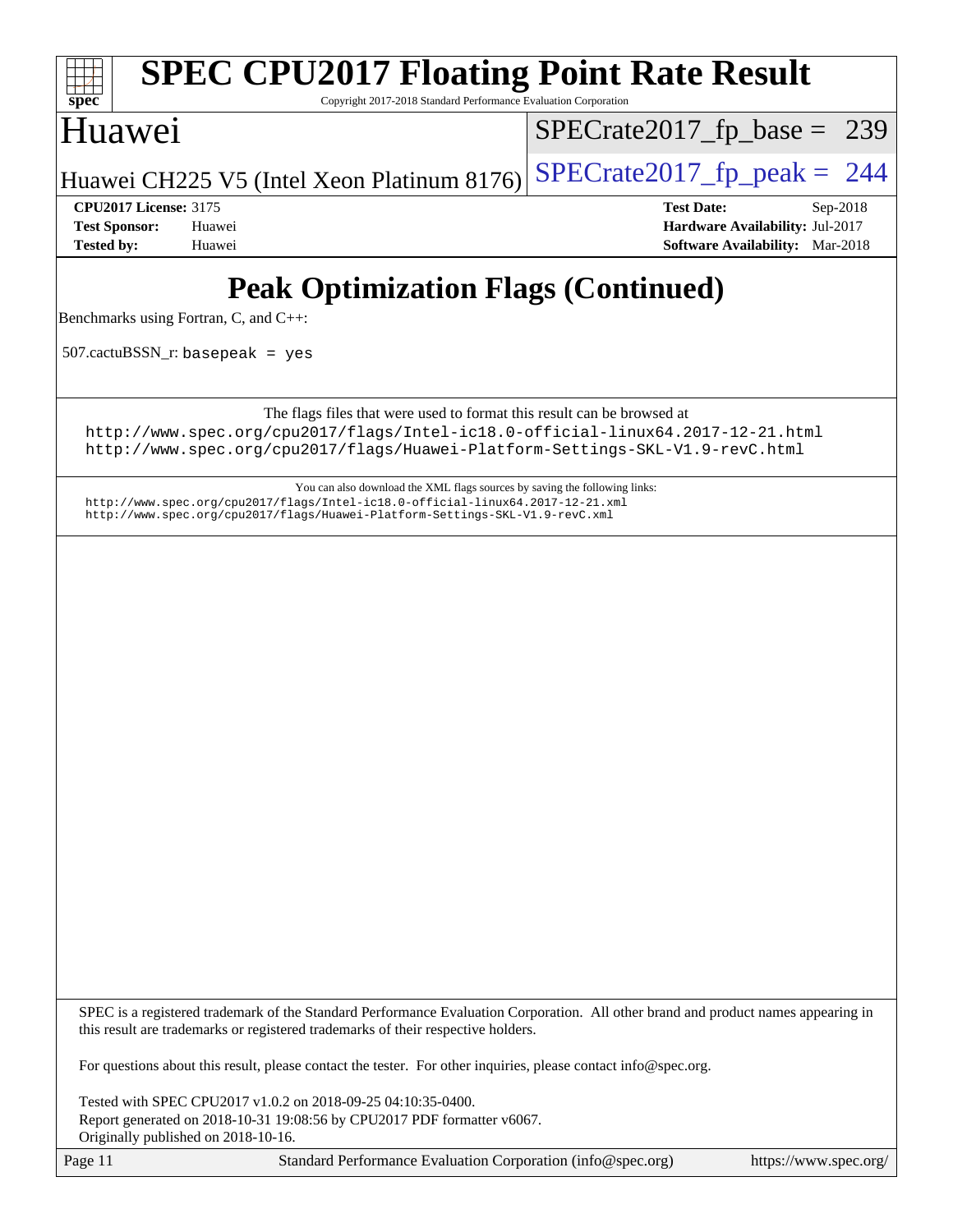# Peak Optimization Flags (Continued)

Benchmarks using Fortran, C, and C++:

507.cactuBSSN_r: basepeak = yes

The flags files that were used to format this result can be browsed at

http://www.spec.org/cpu2017/flags/Intel-ic18.0-official-linux64.2017-12-21.html
http://www.spec.org/cpu2017/flags/Huawei-Platform-Settings-SKL-V1.9-revC.html

You can also download the XML flags sources by saving the following links:

http://www.spec.org/cpu2017/flags/Intel-ic18.0-official-linux64.2017-12-21.xml
http://www.spec.org/cpu2017/flags/Huawei-Platform-Settings-SKL-V1.9-revC.xml

SPEC is a registered trademark of the Standard Performance Evaluation Corporation. All other brand and product names appearing in this result are trademarks or registered trademarks of their respective holders.

For questions about this result, please contact the tester. For other inquiries, please contact info@spec.org.

Tested with SPEC CPU2017 v1.0.2 on 2018-09-25 04:10:35-0400.
Report generated on 2018-10-31 19:08:56 by CPU2017 PDF formatter v6067.
Originally published on 2018-10-16.